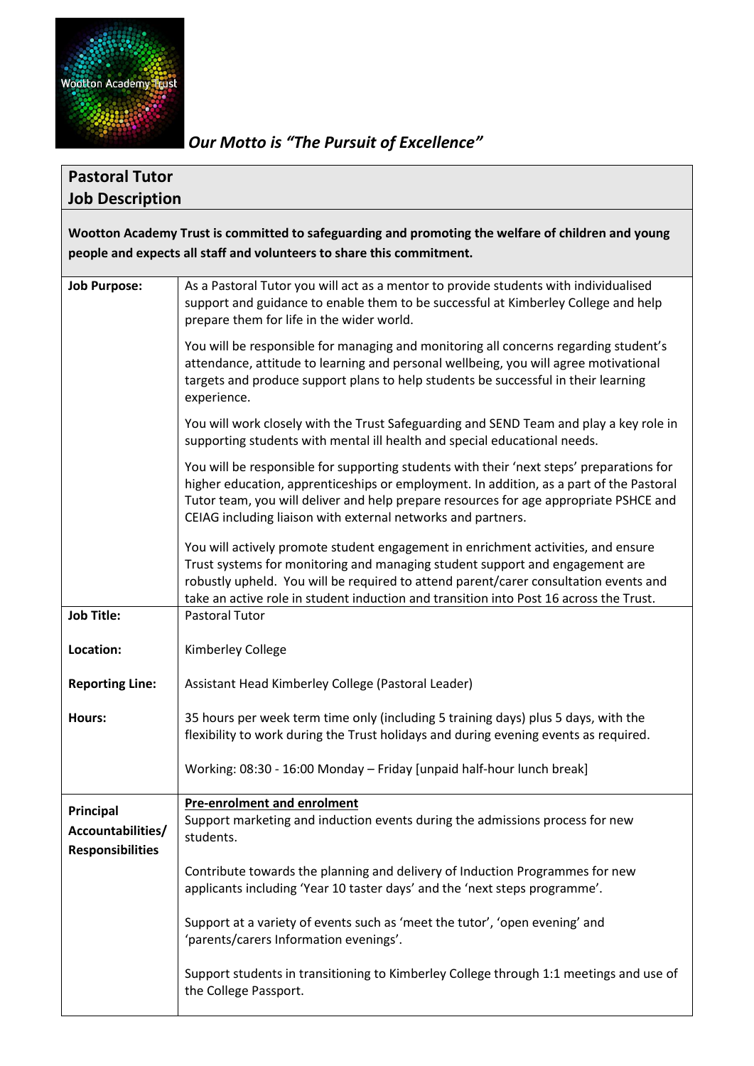*Our Motto is "The Pursuit of Excellence"*

## Pastoral Tutor
## Job Description

**Wootton Academy Trust is committed to safeguarding and promoting the welfare of children and young people and expects all staff and volunteers to share this commitment.**

| | |
|---|---|
| **Job Purpose:** | As a Pastoral Tutor you will act as a mentor to provide students with individualised support and guidance to enable them to be successful at Kimberley College and help prepare them for life in the wider world.<br><br>You will be responsible for managing and monitoring all concerns regarding student's attendance, attitude to learning and personal wellbeing, you will agree motivational targets and produce support plans to help students be successful in their learning experience.<br><br>You will work closely with the Trust Safeguarding and SEND Team and play a key role in supporting students with mental ill health and special educational needs.<br><br>You will be responsible for supporting students with their 'next steps' preparations for higher education, apprenticeships or employment. In addition, as a part of the Pastoral Tutor team, you will deliver and help prepare resources for age appropriate PSHCE and CEIAG including liaison with external networks and partners.<br><br>You will actively promote student engagement in enrichment activities, and ensure Trust systems for monitoring and managing student support and engagement are robustly upheld. You will be required to attend parent/carer consultation events and take an active role in student induction and transition into Post 16 across the Trust. |
| **Job Title:** | Pastoral Tutor |
| **Location:** | Kimberley College |
| **Reporting Line:** | Assistant Head Kimberley College (Pastoral Leader) |
| **Hours:** | 35 hours per week term time only (including 5 training days) plus 5 days, with the flexibility to work during the Trust holidays and during evening events as required.<br><br>Working: 08:30 - 16:00 Monday – Friday [unpaid half-hour lunch break] |
| **Principal Accountabilities/ Responsibilities** | **<u>Pre-enrolment and enrolment</u>**<br>Support marketing and induction events during the admissions process for new students.<br><br>Contribute towards the planning and delivery of Induction Programmes for new applicants including 'Year 10 taster days' and the 'next steps programme'.<br><br>Support at a variety of events such as 'meet the tutor', 'open evening' and 'parents/carers Information evenings'.<br><br>Support students in transitioning to Kimberley College through 1:1 meetings and use of the College Passport. |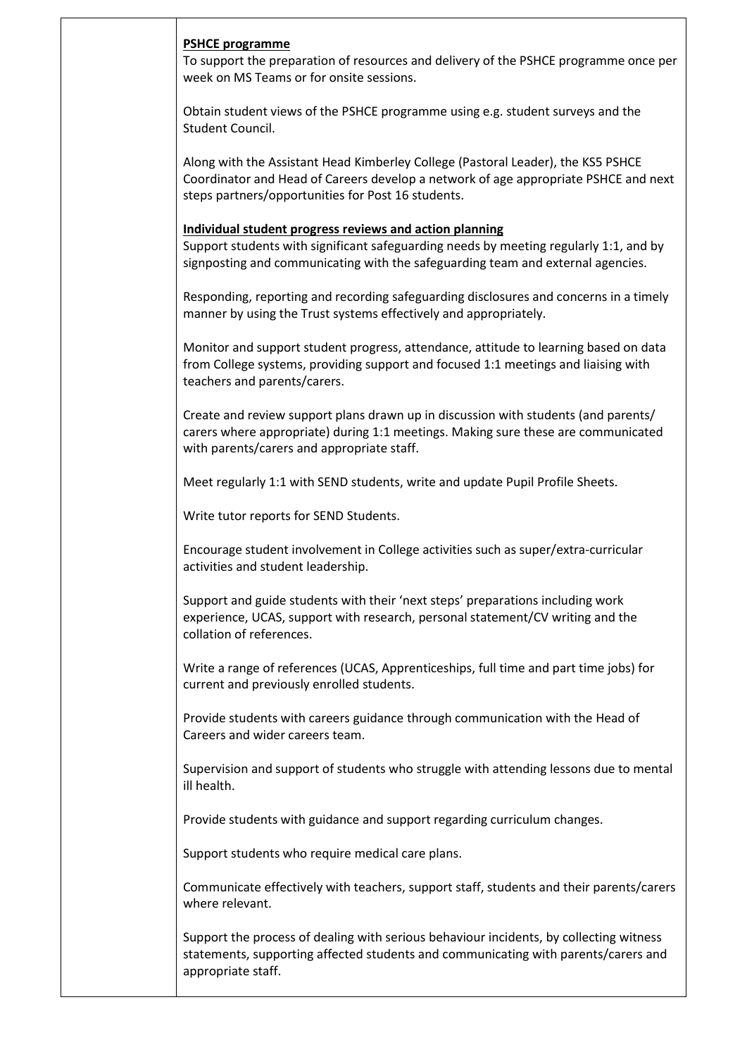**PSHCE programme**

To support the preparation of resources and delivery of the PSHCE programme once per week on MS Teams or for onsite sessions.

Obtain student views of the PSHCE programme using e.g. student surveys and the Student Council.

Along with the Assistant Head Kimberley College (Pastoral Leader), the KS5 PSHCE Coordinator and Head of Careers develop a network of age appropriate PSHCE and next steps partners/opportunities for Post 16 students.

**Individual student progress reviews and action planning**

Support students with significant safeguarding needs by meeting regularly 1:1, and by signposting and communicating with the safeguarding team and external agencies.

Responding, reporting and recording safeguarding disclosures and concerns in a timely manner by using the Trust systems effectively and appropriately.

Monitor and support student progress, attendance, attitude to learning based on data from College systems, providing support and focused 1:1 meetings and liaising with teachers and parents/carers.

Create and review support plans drawn up in discussion with students (and parents/carers where appropriate) during 1:1 meetings. Making sure these are communicated with parents/carers and appropriate staff.

Meet regularly 1:1 with SEND students, write and update Pupil Profile Sheets.

Write tutor reports for SEND Students.

Encourage student involvement in College activities such as super/extra-curricular activities and student leadership.

Support and guide students with their 'next steps' preparations including work experience, UCAS, support with research, personal statement/CV writing and the collation of references.

Write a range of references (UCAS, Apprenticeships, full time and part time jobs) for current and previously enrolled students.

Provide students with careers guidance through communication with the Head of Careers and wider careers team.

Supervision and support of students who struggle with attending lessons due to mental ill health.

Provide students with guidance and support regarding curriculum changes.

Support students who require medical care plans.

Communicate effectively with teachers, support staff, students and their parents/carers where relevant.

Support the process of dealing with serious behaviour incidents, by collecting witness statements, supporting affected students and communicating with parents/carers and appropriate staff.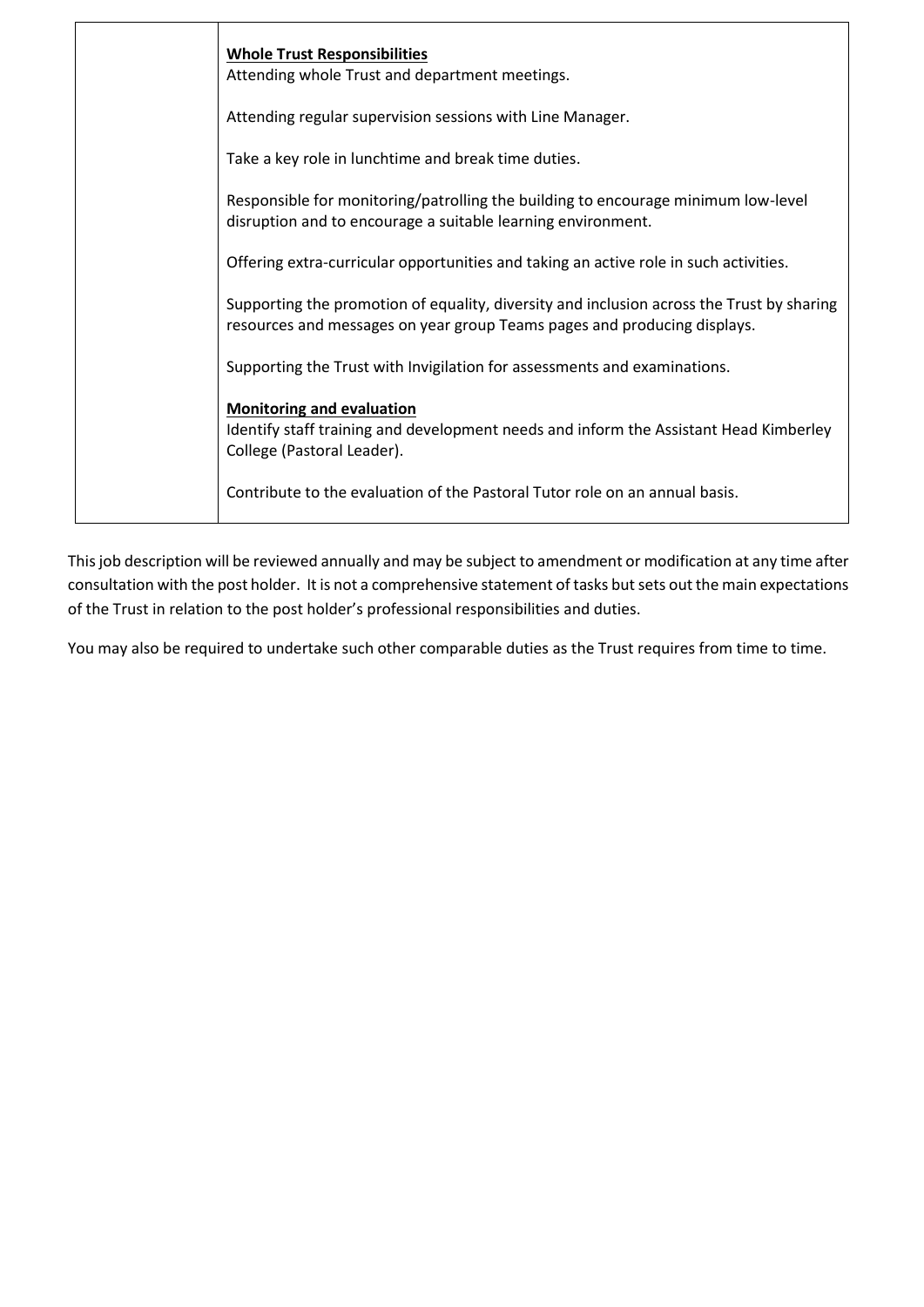| | |
|---|---|
| | **Whole Trust Responsibilities**<br>Attending whole Trust and department meetings.<br><br>Attending regular supervision sessions with Line Manager.<br><br>Take a key role in lunchtime and break time duties.<br><br>Responsible for monitoring/patrolling the building to encourage minimum low-level disruption and to encourage a suitable learning environment.<br><br>Offering extra-curricular opportunities and taking an active role in such activities.<br><br>Supporting the promotion of equality, diversity and inclusion across the Trust by sharing resources and messages on year group Teams pages and producing displays.<br><br>Supporting the Trust with Invigilation for assessments and examinations.<br><br>**Monitoring and evaluation**<br>Identify staff training and development needs and inform the Assistant Head Kimberley College (Pastoral Leader).<br><br>Contribute to the evaluation of the Pastoral Tutor role on an annual basis. |

This job description will be reviewed annually and may be subject to amendment or modification at any time after consultation with the post holder. It is not a comprehensive statement of tasks but sets out the main expectations of the Trust in relation to the post holder's professional responsibilities and duties.

You may also be required to undertake such other comparable duties as the Trust requires from time to time.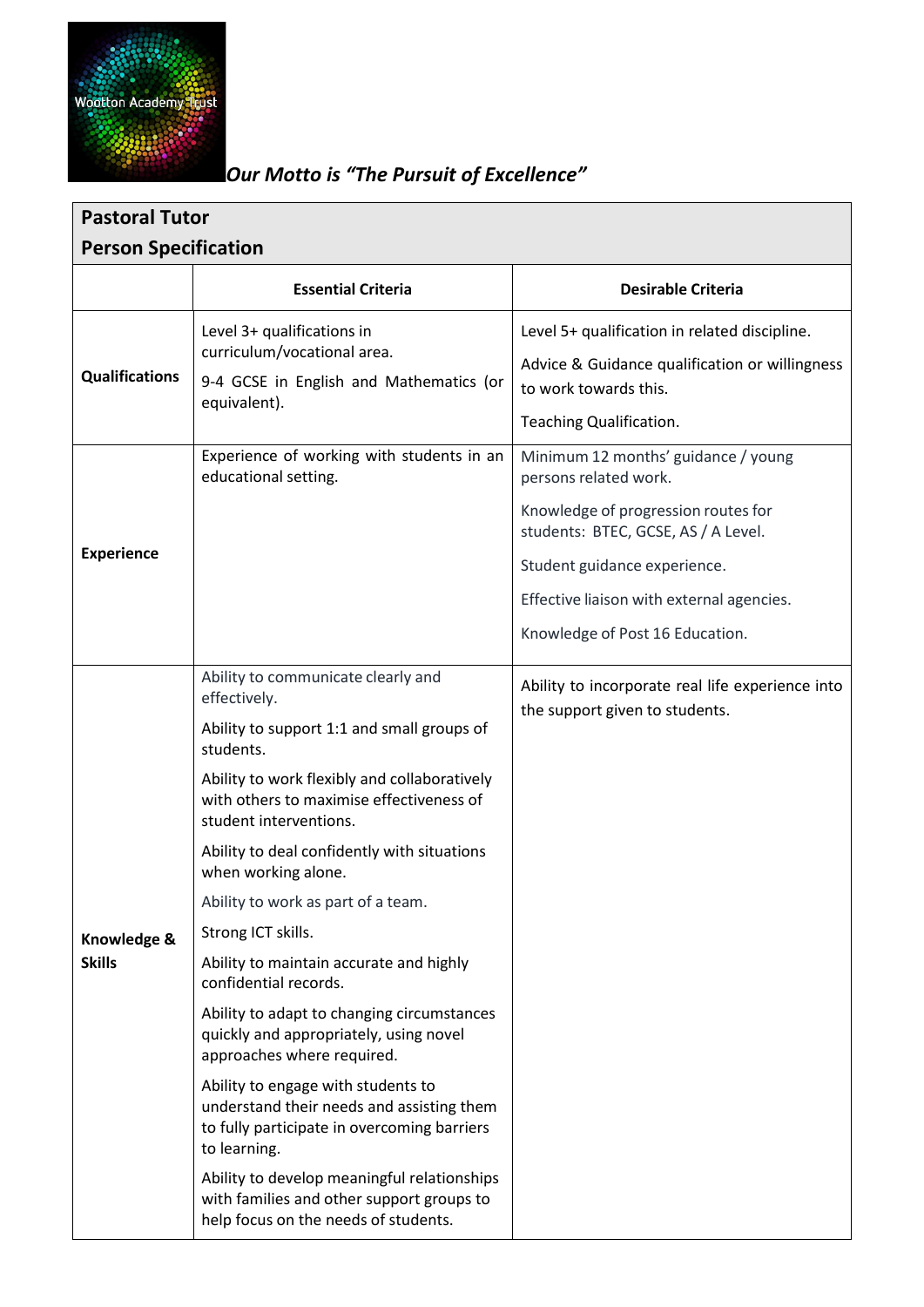*Our Motto is "The Pursuit of Excellence"*

## Pastoral Tutor
## Person Specification

| | Essential Criteria | Desirable Criteria |
|---|---|---|
| **Qualifications** | Level 3+ qualifications in curriculum/vocational area.<br><br>9-4 GCSE in English and Mathematics (or equivalent). | Level 5+ qualification in related discipline.<br><br>Advice & Guidance qualification or willingness to work towards this.<br><br>Teaching Qualification. |
| **Experience** | Experience of working with students in an educational setting. | Minimum 12 months' guidance / young persons related work.<br><br>Knowledge of progression routes for students: BTEC, GCSE, AS / A Level.<br><br>Student guidance experience.<br><br>Effective liaison with external agencies.<br><br>Knowledge of Post 16 Education. |
| **Knowledge & Skills** | Ability to communicate clearly and effectively.<br><br>Ability to support 1:1 and small groups of students.<br><br>Ability to work flexibly and collaboratively with others to maximise effectiveness of student interventions.<br><br>Ability to deal confidently with situations when working alone.<br><br>Ability to work as part of a team.<br><br>Strong ICT skills.<br><br>Ability to maintain accurate and highly confidential records.<br><br>Ability to adapt to changing circumstances quickly and appropriately, using novel approaches where required.<br><br>Ability to engage with students to understand their needs and assisting them to fully participate in overcoming barriers to learning.<br><br>Ability to develop meaningful relationships with families and other support groups to help focus on the needs of students. | Ability to incorporate real life experience into the support given to students. |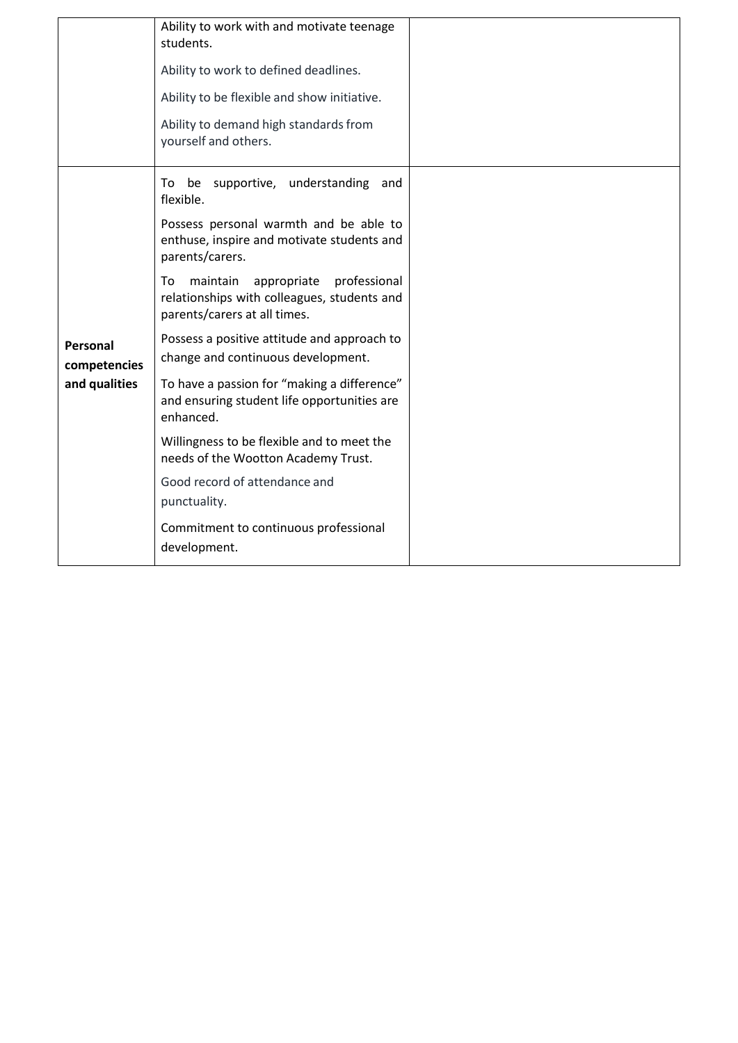| | | |
|---|---|---|
| | Ability to work with and motivate teenage students.<br><br>Ability to work to defined deadlines.<br><br>Ability to be flexible and show initiative.<br><br>Ability to demand high standards from yourself and others. | |
| **Personal competencies and qualities** | To be supportive, understanding and flexible.<br><br>Possess personal warmth and be able to enthuse, inspire and motivate students and parents/carers.<br><br>To maintain appropriate professional relationships with colleagues, students and parents/carers at all times.<br><br>Possess a positive attitude and approach to change and continuous development.<br><br>To have a passion for "making a difference" and ensuring student life opportunities are enhanced.<br><br>Willingness to be flexible and to meet the needs of the Wootton Academy Trust.<br><br>Good record of attendance and punctuality.<br><br>Commitment to continuous professional development. | |